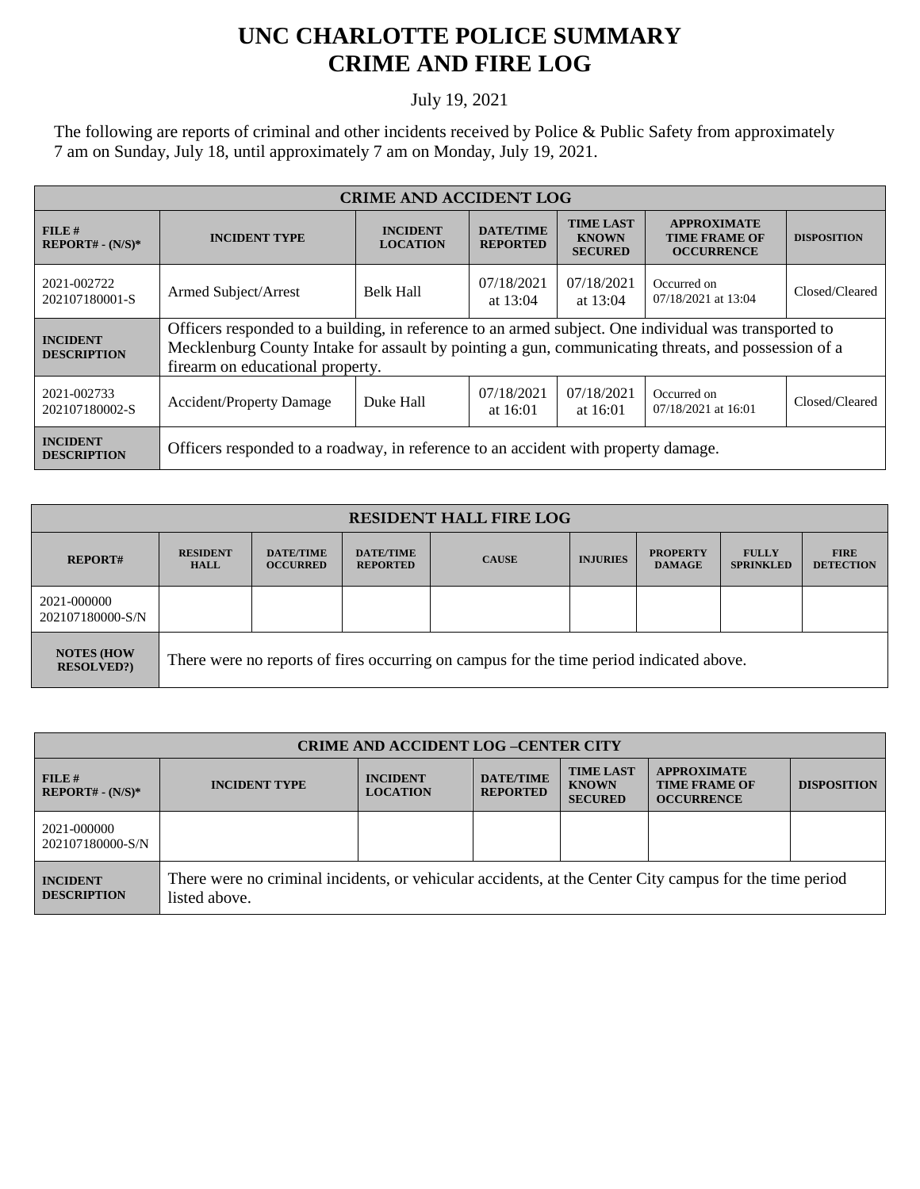# UNC CHARLOTTE POLICE SUMMARY
# CRIME AND FIRE LOG

July 19, 2021

The following are reports of criminal and other incidents received by Police & Public Safety from approximately 7 am on Sunday, July 18, until approximately 7 am on Monday, July 19, 2021.

| CRIME AND ACCIDENT LOG | | | | | | |
|---|---|---|---|---|---|---|
| **FILE # REPORT# - (N/S)*** | **INCIDENT TYPE** | **INCIDENT LOCATION** | **DATE/TIME REPORTED** | **TIME LAST KNOWN SECURED** | **APPROXIMATE TIME FRAME OF OCCURRENCE** | **DISPOSITION** |
| 2021-002722 202107180001-S | Armed Subject/Arrest | Belk Hall | 07/18/2021 at 13:04 | 07/18/2021 at 13:04 | Occurred on 07/18/2021 at 13:04 | Closed/Cleared |
| **INCIDENT DESCRIPTION** | Officers responded to a building, in reference to an armed subject. One individual was transported to Mecklenburg County Intake for assault by pointing a gun, communicating threats, and possession of a firearm on educational property. | | | | | |
| 2021-002733 202107180002-S | Accident/Property Damage | Duke Hall | 07/18/2021 at 16:01 | 07/18/2021 at 16:01 | Occurred on 07/18/2021 at 16:01 | Closed/Cleared |
| **INCIDENT DESCRIPTION** | Officers responded to a roadway, in reference to an accident with property damage. | | | | | |

| RESIDENT HALL FIRE LOG | | | | | | | | |
|---|---|---|---|---|---|---|---|---|
| **REPORT#** | **RESIDENT HALL** | **DATE/TIME OCCURRED** | **DATE/TIME REPORTED** | **CAUSE** | **INJURIES** | **PROPERTY DAMAGE** | **FULLY SPRINKLED** | **FIRE DETECTION** |
| 2021-000000 202107180000-S/N | | | | | | | | |
| **NOTES (HOW RESOLVED?)** | There were no reports of fires occurring on campus for the time period indicated above. | | | | | | | |

| CRIME AND ACCIDENT LOG –CENTER CITY | | | | | | |
|---|---|---|---|---|---|---|
| **FILE # REPORT# - (N/S)*** | **INCIDENT TYPE** | **INCIDENT LOCATION** | **DATE/TIME REPORTED** | **TIME LAST KNOWN SECURED** | **APPROXIMATE TIME FRAME OF OCCURRENCE** | **DISPOSITION** |
| 2021-000000 202107180000-S/N | | | | | | |
| **INCIDENT DESCRIPTION** | There were no criminal incidents, or vehicular accidents, at the Center City campus for the time period listed above. | | | | | |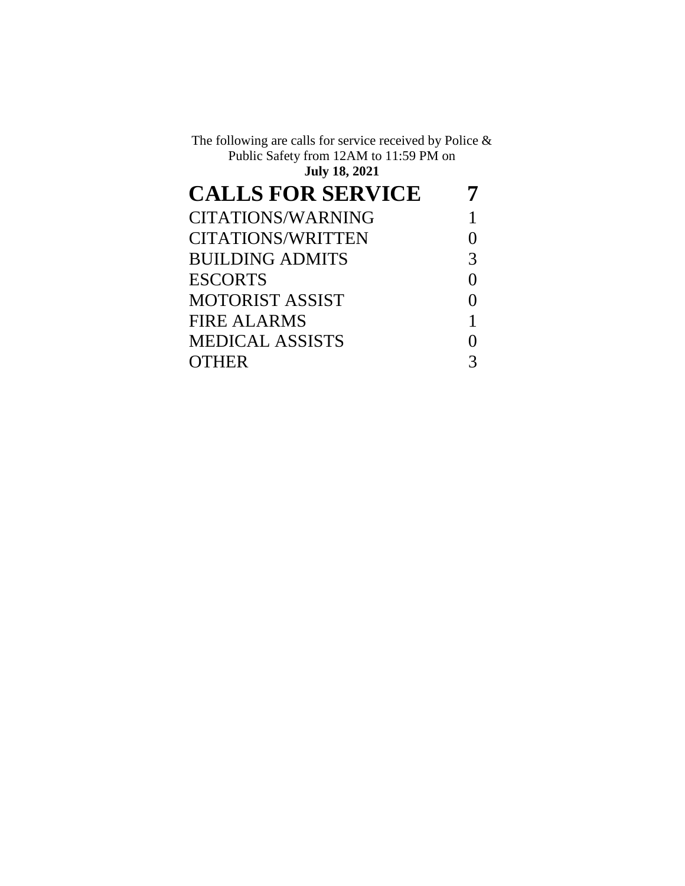The following are calls for service received by Police & Public Safety from 12AM to 11:59 PM on

**July 18, 2021**

| | |
|---|---|
| **CALLS FOR SERVICE** | **7** |
| CITATIONS/WARNING | 1 |
| CITATIONS/WRITTEN | 0 |
| BUILDING ADMITS | 3 |
| ESCORTS | 0 |
| MOTORIST ASSIST | 0 |
| FIRE ALARMS | 1 |
| MEDICAL ASSISTS | 0 |
| OTHER | 3 |